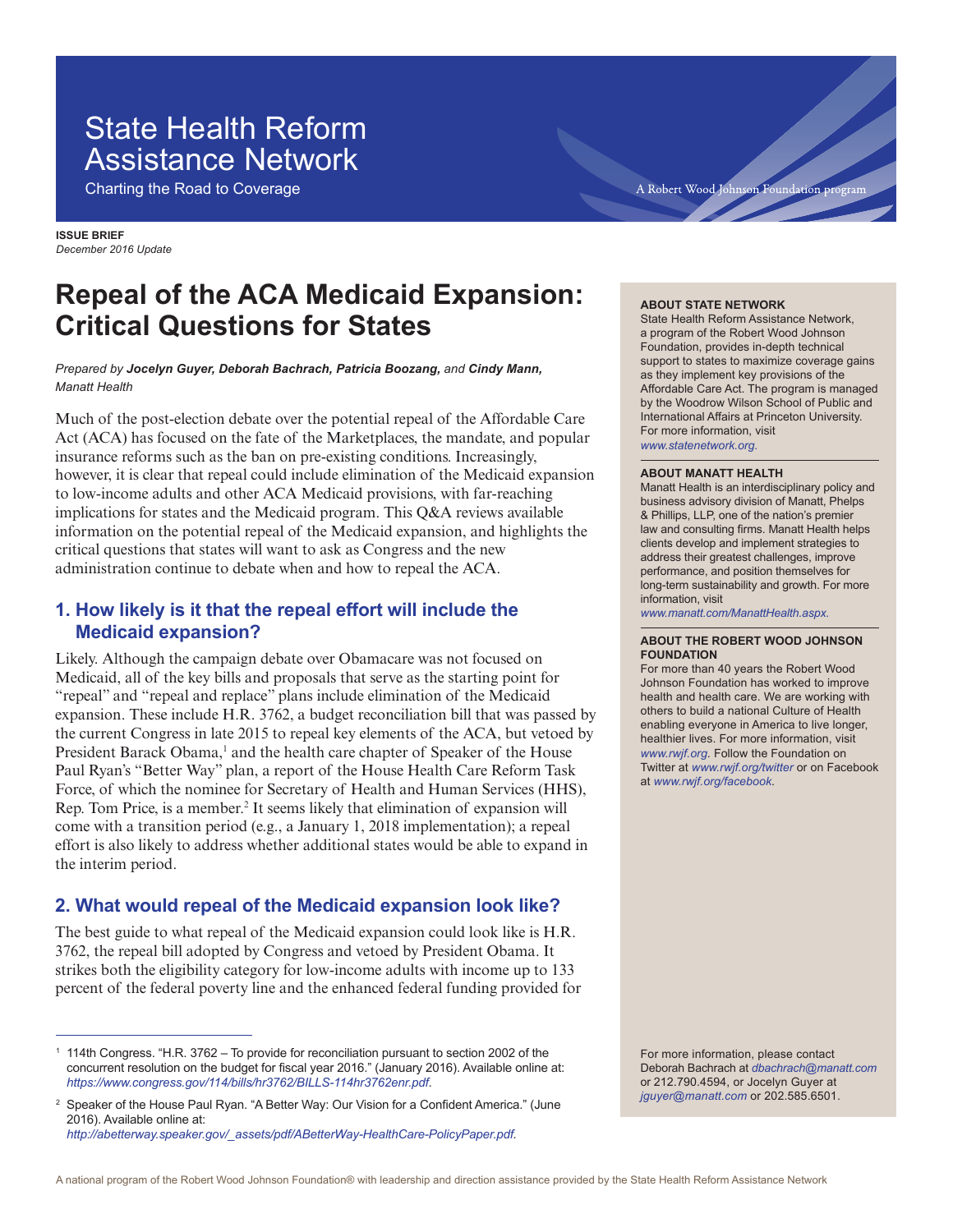# State Health Reform Assistance Network

Charting the Road to Coverage

A Robert Wood Johnson Foundation program

**ISSUE BRIEF**
*December 2016 Update*

# Repeal of the ACA Medicaid Expansion: Critical Questions for States

*Prepared by* ***Jocelyn Guyer, Deborah Bachrach, Patricia Boozang,*** *and* ***Cindy Mann,*** *Manatt Health*

Much of the post-election debate over the potential repeal of the Affordable Care Act (ACA) has focused on the fate of the Marketplaces, the mandate, and popular insurance reforms such as the ban on pre-existing conditions. Increasingly, however, it is clear that repeal could include elimination of the Medicaid expansion to low-income adults and other ACA Medicaid provisions, with far-reaching implications for states and the Medicaid program. This Q&A reviews available information on the potential repeal of the Medicaid expansion, and highlights the critical questions that states will want to ask as Congress and the new administration continue to debate when and how to repeal the ACA.

## 1. How likely is it that the repeal effort will include the Medicaid expansion?

Likely. Although the campaign debate over Obamacare was not focused on Medicaid, all of the key bills and proposals that serve as the starting point for "repeal" and "repeal and replace" plans include elimination of the Medicaid expansion. These include H.R. 3762, a budget reconciliation bill that was passed by the current Congress in late 2015 to repeal key elements of the ACA, but vetoed by President Barack Obama,[1] and the health care chapter of Speaker of the House Paul Ryan's "Better Way" plan, a report of the House Health Care Reform Task Force, of which the nominee for Secretary of Health and Human Services (HHS), Rep. Tom Price, is a member.[2] It seems likely that elimination of expansion will come with a transition period (e.g., a January 1, 2018 implementation); a repeal effort is also likely to address whether additional states would be able to expand in the interim period.

## 2. What would repeal of the Medicaid expansion look like?

The best guide to what repeal of the Medicaid expansion could look like is H.R. 3762, the repeal bill adopted by Congress and vetoed by President Obama. It strikes both the eligibility category for low-income adults with income up to 133 percent of the federal poverty line and the enhanced federal funding provided for

[1] 114th Congress. "H.R. 3762 – To provide for reconciliation pursuant to section 2002 of the concurrent resolution on the budget for fiscal year 2016." (January 2016). Available online at: *https://www.congress.gov/114/bills/hr3762/BILLS-114hr3762enr.pdf.*

[2] Speaker of the House Paul Ryan. "A Better Way: Our Vision for a Confident America." (June 2016). Available online at: *http://abetterway.speaker.gov/_assets/pdf/ABetterWay-HealthCare-PolicyPaper.pdf.*

**ABOUT STATE NETWORK**
State Health Reform Assistance Network, a program of the Robert Wood Johnson Foundation, provides in-depth technical support to states to maximize coverage gains as they implement key provisions of the Affordable Care Act. The program is managed by the Woodrow Wilson School of Public and International Affairs at Princeton University. For more information, visit *www.statenetwork.org.*

**ABOUT MANATT HEALTH**
Manatt Health is an interdisciplinary policy and business advisory division of Manatt, Phelps & Phillips, LLP, one of the nation's premier law and consulting firms. Manatt Health helps clients develop and implement strategies to address their greatest challenges, improve performance, and position themselves for long-term sustainability and growth. For more information, visit *www.manatt.com/ManattHealth.aspx.*

**ABOUT THE ROBERT WOOD JOHNSON FOUNDATION**
For more than 40 years the Robert Wood Johnson Foundation has worked to improve health and health care. We are working with others to build a national Culture of Health enabling everyone in America to live longer, healthier lives. For more information, visit *www.rwjf.org.* Follow the Foundation on Twitter at *www.rwjf.org/twitter* or on Facebook at *www.rwjf.org/facebook.*

For more information, please contact Deborah Bachrach at *dbachrach@manatt.com* or 212.790.4594, or Jocelyn Guyer at *jguyer@manatt.com* or 202.585.6501.

A national program of the Robert Wood Johnson Foundation® with leadership and direction assistance provided by the State Health Reform Assistance Network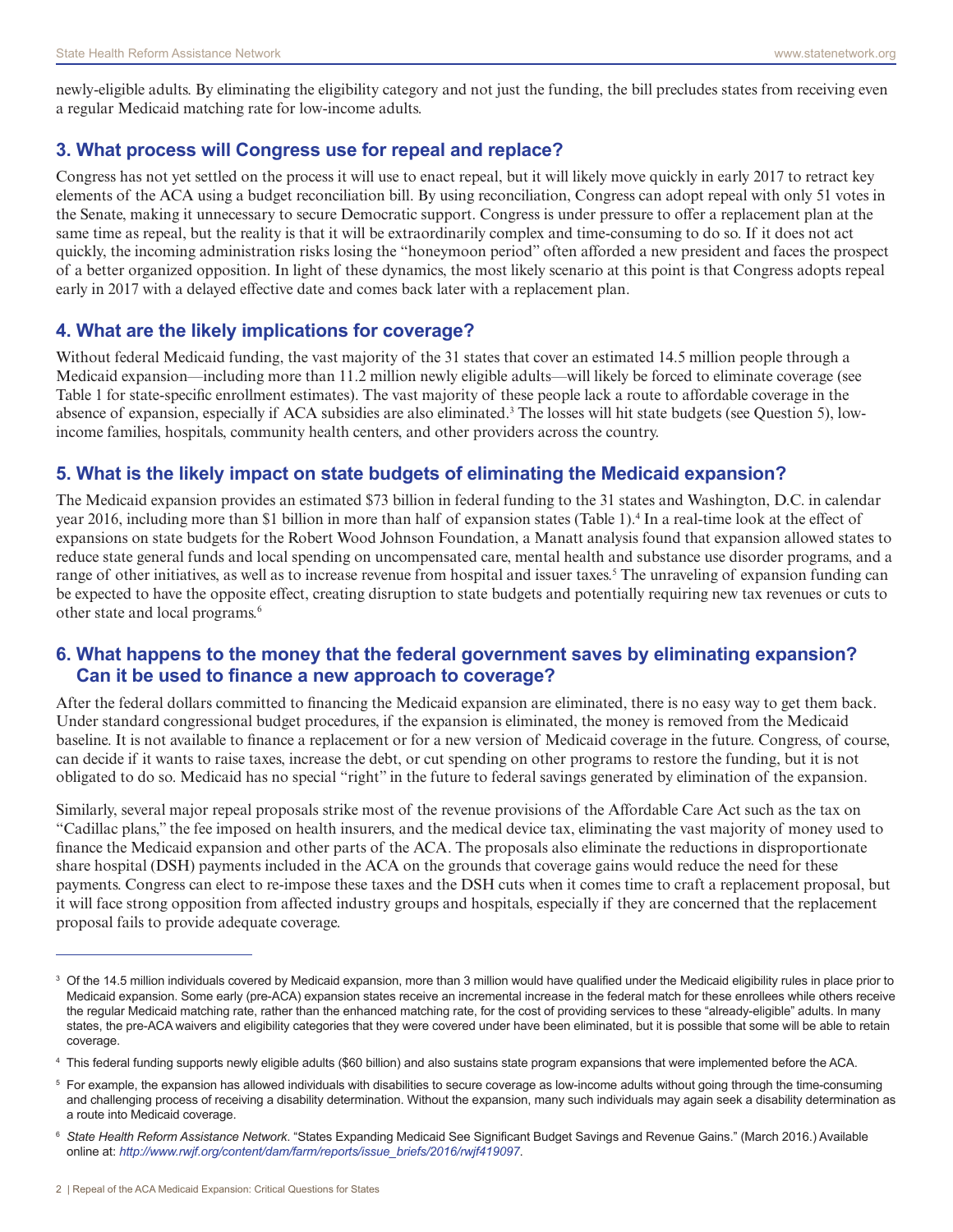newly-eligible adults. By eliminating the eligibility category and not just the funding, the bill precludes states from receiving even a regular Medicaid matching rate for low-income adults.

## 3. What process will Congress use for repeal and replace?

Congress has not yet settled on the process it will use to enact repeal, but it will likely move quickly in early 2017 to retract key elements of the ACA using a budget reconciliation bill. By using reconciliation, Congress can adopt repeal with only 51 votes in the Senate, making it unnecessary to secure Democratic support. Congress is under pressure to offer a replacement plan at the same time as repeal, but the reality is that it will be extraordinarily complex and time-consuming to do so. If it does not act quickly, the incoming administration risks losing the "honeymoon period" often afforded a new president and faces the prospect of a better organized opposition. In light of these dynamics, the most likely scenario at this point is that Congress adopts repeal early in 2017 with a delayed effective date and comes back later with a replacement plan.

## 4. What are the likely implications for coverage?

Without federal Medicaid funding, the vast majority of the 31 states that cover an estimated 14.5 million people through a Medicaid expansion—including more than 11.2 million newly eligible adults—will likely be forced to eliminate coverage (see Table 1 for state-specific enrollment estimates). The vast majority of these people lack a route to affordable coverage in the absence of expansion, especially if ACA subsidies are also eliminated.[3] The losses will hit state budgets (see Question 5), low-income families, hospitals, community health centers, and other providers across the country.

## 5. What is the likely impact on state budgets of eliminating the Medicaid expansion?

The Medicaid expansion provides an estimated $73 billion in federal funding to the 31 states and Washington, D.C. in calendar year 2016, including more than $1 billion in more than half of expansion states (Table 1).[4] In a real-time look at the effect of expansions on state budgets for the Robert Wood Johnson Foundation, a Manatt analysis found that expansion allowed states to reduce state general funds and local spending on uncompensated care, mental health and substance use disorder programs, and a range of other initiatives, as well as to increase revenue from hospital and issuer taxes.[5] The unraveling of expansion funding can be expected to have the opposite effect, creating disruption to state budgets and potentially requiring new tax revenues or cuts to other state and local programs.[6]

## 6. What happens to the money that the federal government saves by eliminating expansion? Can it be used to finance a new approach to coverage?

After the federal dollars committed to financing the Medicaid expansion are eliminated, there is no easy way to get them back. Under standard congressional budget procedures, if the expansion is eliminated, the money is removed from the Medicaid baseline. It is not available to finance a replacement or for a new version of Medicaid coverage in the future. Congress, of course, can decide if it wants to raise taxes, increase the debt, or cut spending on other programs to restore the funding, but it is not obligated to do so. Medicaid has no special "right" in the future to federal savings generated by elimination of the expansion.

Similarly, several major repeal proposals strike most of the revenue provisions of the Affordable Care Act such as the tax on "Cadillac plans," the fee imposed on health insurers, and the medical device tax, eliminating the vast majority of money used to finance the Medicaid expansion and other parts of the ACA. The proposals also eliminate the reductions in disproportionate share hospital (DSH) payments included in the ACA on the grounds that coverage gains would reduce the need for these payments. Congress can elect to re-impose these taxes and the DSH cuts when it comes time to craft a replacement proposal, but it will face strong opposition from affected industry groups and hospitals, especially if they are concerned that the replacement proposal fails to provide adequate coverage.

---

[3] Of the 14.5 million individuals covered by Medicaid expansion, more than 3 million would have qualified under the Medicaid eligibility rules in place prior to Medicaid expansion. Some early (pre-ACA) expansion states receive an incremental increase in the federal match for these enrollees while others receive the regular Medicaid matching rate, rather than the enhanced matching rate, for the cost of providing services to these "already-eligible" adults. In many states, the pre-ACA waivers and eligibility categories that they were covered under have been eliminated, but it is possible that some will be able to retain coverage.

[4] This federal funding supports newly eligible adults ($60 billion) and also sustains state program expansions that were implemented before the ACA.

[5] For example, the expansion has allowed individuals with disabilities to secure coverage as low-income adults without going through the time-consuming and challenging process of receiving a disability determination. Without the expansion, many such individuals may again seek a disability determination as a route into Medicaid coverage.

[6] *State Health Reform Assistance Network*. "States Expanding Medicaid See Significant Budget Savings and Revenue Gains." (March 2016.) Available online at: *http://www.rwjf.org/content/dam/farm/reports/issue_briefs/2016/rwjf419097*.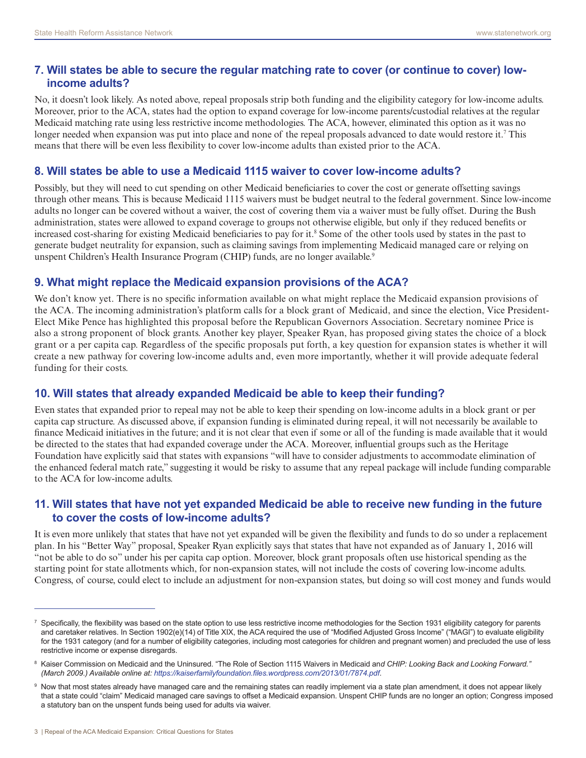## 7. Will states be able to secure the regular matching rate to cover (or continue to cover) low-income adults?

No, it doesn't look likely. As noted above, repeal proposals strip both funding and the eligibility category for low-income adults. Moreover, prior to the ACA, states had the option to expand coverage for low-income parents/custodial relatives at the regular Medicaid matching rate using less restrictive income methodologies. The ACA, however, eliminated this option as it was no longer needed when expansion was put into place and none of the repeal proposals advanced to date would restore it.[7] This means that there will be even less flexibility to cover low-income adults than existed prior to the ACA.

## 8. Will states be able to use a Medicaid 1115 waiver to cover low-income adults?

Possibly, but they will need to cut spending on other Medicaid beneficiaries to cover the cost or generate offsetting savings through other means. This is because Medicaid 1115 waivers must be budget neutral to the federal government. Since low-income adults no longer can be covered without a waiver, the cost of covering them via a waiver must be fully offset. During the Bush administration, states were allowed to expand coverage to groups not otherwise eligible, but only if they reduced benefits or increased cost-sharing for existing Medicaid beneficiaries to pay for it.[8] Some of the other tools used by states in the past to generate budget neutrality for expansion, such as claiming savings from implementing Medicaid managed care or relying on unspent Children's Health Insurance Program (CHIP) funds, are no longer available.[9]

## 9. What might replace the Medicaid expansion provisions of the ACA?

We don't know yet. There is no specific information available on what might replace the Medicaid expansion provisions of the ACA. The incoming administration's platform calls for a block grant of Medicaid, and since the election, Vice President-Elect Mike Pence has highlighted this proposal before the Republican Governors Association. Secretary nominee Price is also a strong proponent of block grants. Another key player, Speaker Ryan, has proposed giving states the choice of a block grant or a per capita cap. Regardless of the specific proposals put forth, a key question for expansion states is whether it will create a new pathway for covering low-income adults and, even more importantly, whether it will provide adequate federal funding for their costs.

## 10. Will states that already expanded Medicaid be able to keep their funding?

Even states that expanded prior to repeal may not be able to keep their spending on low-income adults in a block grant or per capita cap structure. As discussed above, if expansion funding is eliminated during repeal, it will not necessarily be available to finance Medicaid initiatives in the future; and it is not clear that even if some or all of the funding is made available that it would be directed to the states that had expanded coverage under the ACA. Moreover, influential groups such as the Heritage Foundation have explicitly said that states with expansions "will have to consider adjustments to accommodate elimination of the enhanced federal match rate," suggesting it would be risky to assume that any repeal package will include funding comparable to the ACA for low-income adults.

## 11. Will states that have not yet expanded Medicaid be able to receive new funding in the future to cover the costs of low-income adults?

It is even more unlikely that states that have not yet expanded will be given the flexibility and funds to do so under a replacement plan. In his "Better Way" proposal, Speaker Ryan explicitly says that states that have not expanded as of January 1, 2016 will "not be able to do so" under his per capita cap option. Moreover, block grant proposals often use historical spending as the starting point for state allotments which, for non-expansion states, will not include the costs of covering low-income adults. Congress, of course, could elect to include an adjustment for non-expansion states, but doing so will cost money and funds would

---

[7] Specifically, the flexibility was based on the state option to use less restrictive income methodologies for the Section 1931 eligibility category for parents and caretaker relatives. In Section 1902(e)(14) of Title XIX, the ACA required the use of "Modified Adjusted Gross Income" ("MAGI") to evaluate eligibility for the 1931 category (and for a number of eligibility categories, including most categories for children and pregnant women) and precluded the use of less restrictive income or expense disregards.

[8] Kaiser Commission on Medicaid and the Uninsured. "The Role of Section 1115 Waivers in Medicaid an*d CHIP: Looking Back and Looking Forward." (March 2009.) Available online at: https://kaiserfamilyfoundation.files.wordpress.com/2013/01/7874.pdf.*

[9] Now that most states already have managed care and the remaining states can readily implement via a state plan amendment, it does not appear likely that a state could "claim" Medicaid managed care savings to offset a Medicaid expansion. Unspent CHIP funds are no longer an option; Congress imposed a statutory ban on the unspent funds being used for adults via waiver.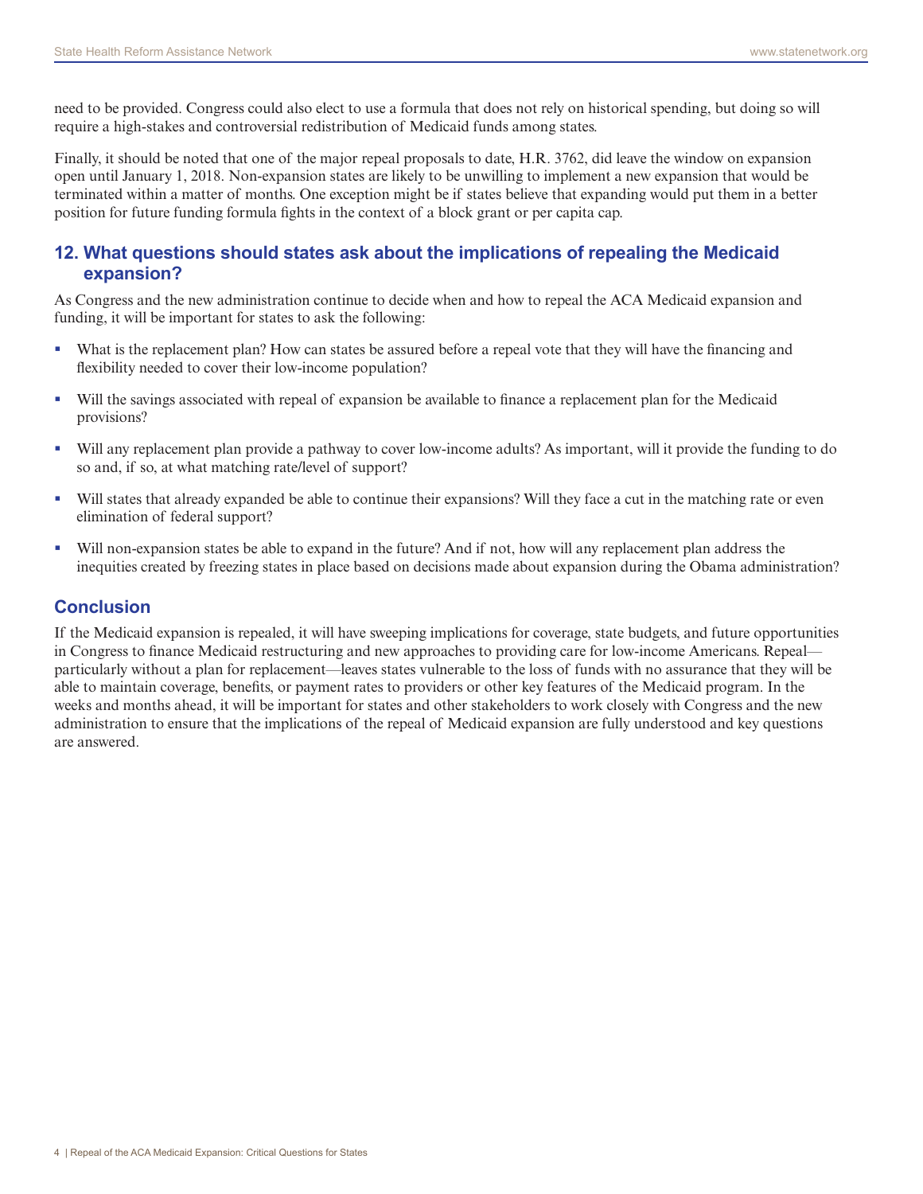need to be provided. Congress could also elect to use a formula that does not rely on historical spending, but doing so will require a high-stakes and controversial redistribution of Medicaid funds among states.

Finally, it should be noted that one of the major repeal proposals to date, H.R. 3762, did leave the window on expansion open until January 1, 2018. Non-expansion states are likely to be unwilling to implement a new expansion that would be terminated within a matter of months. One exception might be if states believe that expanding would put them in a better position for future funding formula fights in the context of a block grant or per capita cap.

## 12. What questions should states ask about the implications of repealing the Medicaid expansion?

As Congress and the new administration continue to decide when and how to repeal the ACA Medicaid expansion and funding, it will be important for states to ask the following:

- What is the replacement plan? How can states be assured before a repeal vote that they will have the financing and flexibility needed to cover their low-income population?
- Will the savings associated with repeal of expansion be available to finance a replacement plan for the Medicaid provisions?
- Will any replacement plan provide a pathway to cover low-income adults? As important, will it provide the funding to do so and, if so, at what matching rate/level of support?
- Will states that already expanded be able to continue their expansions? Will they face a cut in the matching rate or even elimination of federal support?
- Will non-expansion states be able to expand in the future? And if not, how will any replacement plan address the inequities created by freezing states in place based on decisions made about expansion during the Obama administration?

## Conclusion

If the Medicaid expansion is repealed, it will have sweeping implications for coverage, state budgets, and future opportunities in Congress to finance Medicaid restructuring and new approaches to providing care for low-income Americans. Repeal—particularly without a plan for replacement—leaves states vulnerable to the loss of funds with no assurance that they will be able to maintain coverage, benefits, or payment rates to providers or other key features of the Medicaid program. In the weeks and months ahead, it will be important for states and other stakeholders to work closely with Congress and the new administration to ensure that the implications of the repeal of Medicaid expansion are fully understood and key questions are answered.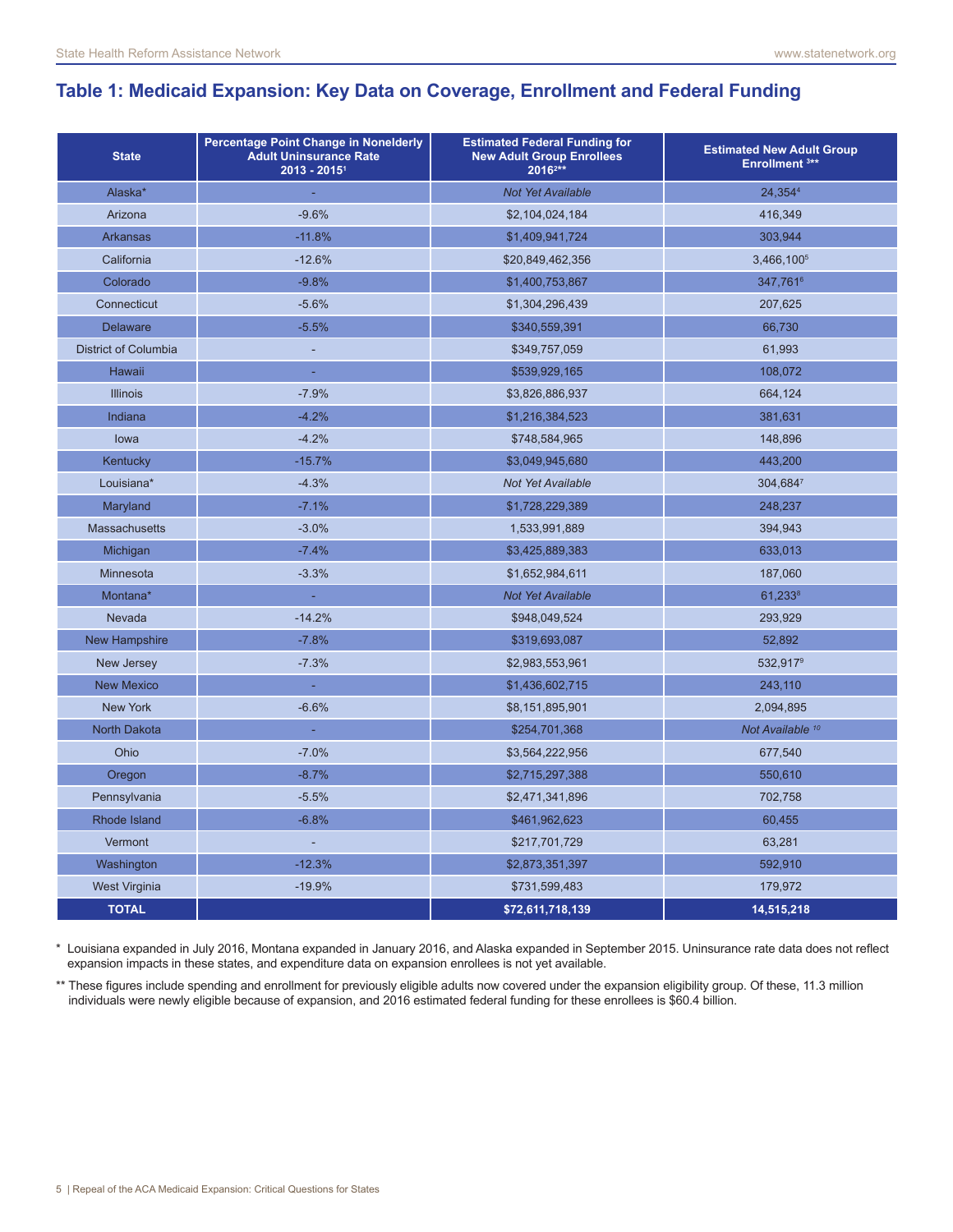## Table 1: Medicaid Expansion: Key Data on Coverage, Enrollment and Federal Funding

| State | Percentage Point Change in Nonelderly Adult Uninsurance Rate 2013 - 2015[1] | Estimated Federal Funding for New Adult Group Enrollees 2016[2]** | Estimated New Adult Group Enrollment [3]** |
|---|---|---|---|
| Alaska* | - | *Not Yet Available* | 24,354[4] |
| Arizona | -9.6% | $2,104,024,184 | 416,349 |
| Arkansas | -11.8% | $1,409,941,724 | 303,944 |
| California | -12.6% | $20,849,462,356 | 3,466,100[5] |
| Colorado | -9.8% | $1,400,753,867 | 347,761[6] |
| Connecticut | -5.6% | $1,304,296,439 | 207,625 |
| Delaware | -5.5% | $340,559,391 | 66,730 |
| District of Columbia | - | $349,757,059 | 61,993 |
| Hawaii | - | $539,929,165 | 108,072 |
| Illinois | -7.9% | $3,826,886,937 | 664,124 |
| Indiana | -4.2% | $1,216,384,523 | 381,631 |
| Iowa | -4.2% | $748,584,965 | 148,896 |
| Kentucky | -15.7% | $3,049,945,680 | 443,200 |
| Louisiana* | -4.3% | *Not Yet Available* | 304,684[7] |
| Maryland | -7.1% | $1,728,229,389 | 248,237 |
| Massachusetts | -3.0% | 1,533,991,889 | 394,943 |
| Michigan | -7.4% | $3,425,889,383 | 633,013 |
| Minnesota | -3.3% | $1,652,984,611 | 187,060 |
| Montana* | - | *Not Yet Available* | 61,233[8] |
| Nevada | -14.2% | $948,049,524 | 293,929 |
| New Hampshire | -7.8% | $319,693,087 | 52,892 |
| New Jersey | -7.3% | $2,983,553,961 | 532,917[9] |
| New Mexico | - | $1,436,602,715 | 243,110 |
| New York | -6.6% | $8,151,895,901 | 2,094,895 |
| North Dakota | - | $254,701,368 | *Not Available* [10] |
| Ohio | -7.0% | $3,564,222,956 | 677,540 |
| Oregon | -8.7% | $2,715,297,388 | 550,610 |
| Pennsylvania | -5.5% | $2,471,341,896 | 702,758 |
| Rhode Island | -6.8% | $461,962,623 | 60,455 |
| Vermont | - | $217,701,729 | 63,281 |
| Washington | -12.3% | $2,873,351,397 | 592,910 |
| West Virginia | -19.9% | $731,599,483 | 179,972 |
| **TOTAL** | | **$72,611,718,139** | **14,515,218** |

\* Louisiana expanded in July 2016, Montana expanded in January 2016, and Alaska expanded in September 2015. Uninsurance rate data does not reflect expansion impacts in these states, and expenditure data on expansion enrollees is not yet available.

\*\* These figures include spending and enrollment for previously eligible adults now covered under the expansion eligibility group. Of these, 11.3 million individuals were newly eligible because of expansion, and 2016 estimated federal funding for these enrollees is $60.4 billion.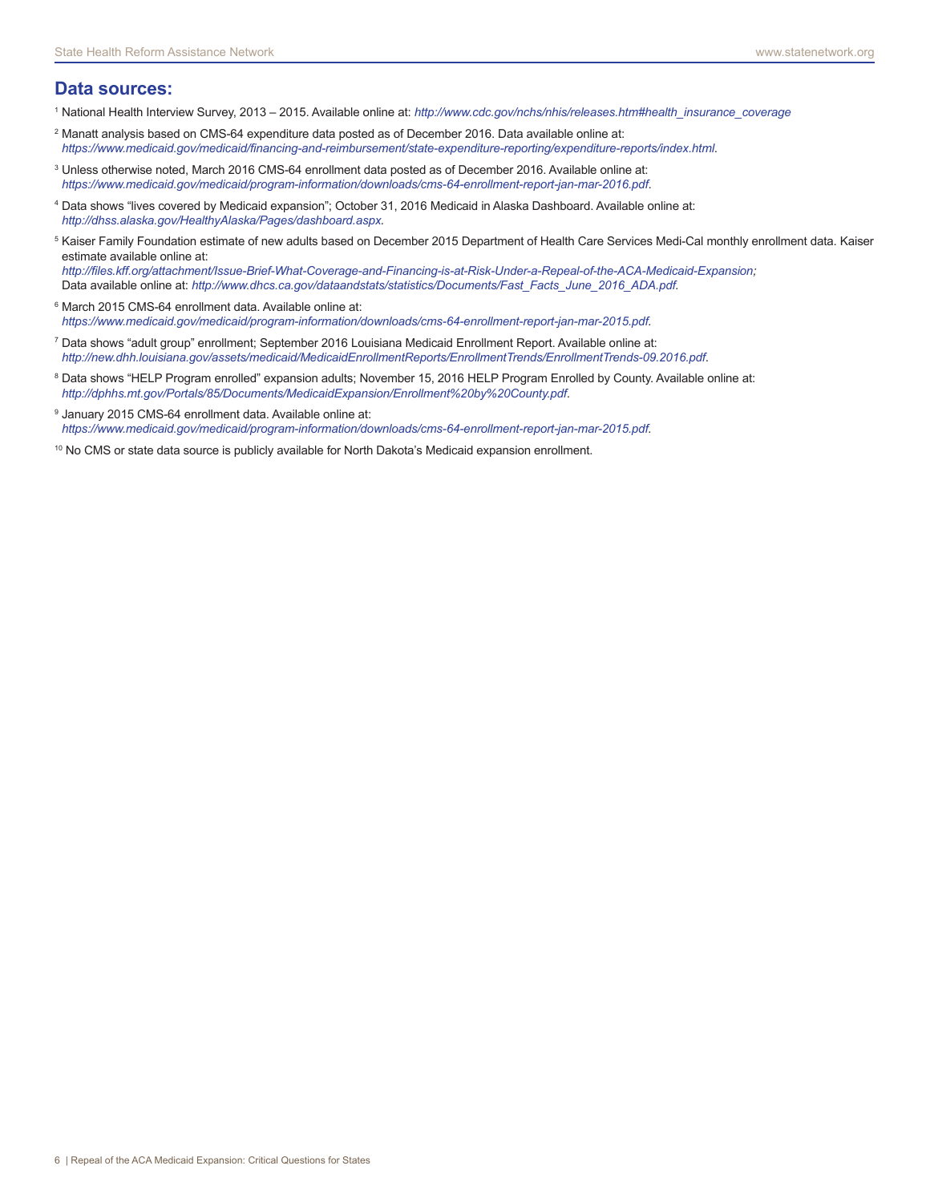## Data sources:

[1] National Health Interview Survey, 2013 – 2015. Available online at: *http://www.cdc.gov/nchs/nhis/releases.htm#health_insurance_coverage*

[2] Manatt analysis based on CMS-64 expenditure data posted as of December 2016. Data available online at: *https://www.medicaid.gov/medicaid/financing-and-reimbursement/state-expenditure-reporting/expenditure-reports/index.html*.

[3] Unless otherwise noted, March 2016 CMS-64 enrollment data posted as of December 2016. Available online at: *https://www.medicaid.gov/medicaid/program-information/downloads/cms-64-enrollment-report-jan-mar-2016.pdf*.

[4] Data shows "lives covered by Medicaid expansion"; October 31, 2016 Medicaid in Alaska Dashboard. Available online at: *http://dhss.alaska.gov/HealthyAlaska/Pages/dashboard.aspx*.

[5] Kaiser Family Foundation estimate of new adults based on December 2015 Department of Health Care Services Medi-Cal monthly enrollment data. Kaiser estimate available online at: *http://files.kff.org/attachment/Issue-Brief-What-Coverage-and-Financing-is-at-Risk-Under-a-Repeal-of-the-ACA-Medicaid-Expansion;* Data available online at: *http://www.dhcs.ca.gov/dataandstats/statistics/Documents/Fast_Facts_June_2016_ADA.pdf*.

[6] March 2015 CMS-64 enrollment data. Available online at: *https://www.medicaid.gov/medicaid/program-information/downloads/cms-64-enrollment-report-jan-mar-2015.pdf*.

[7] Data shows "adult group" enrollment; September 2016 Louisiana Medicaid Enrollment Report. Available online at: *http://new.dhh.louisiana.gov/assets/medicaid/MedicaidEnrollmentReports/EnrollmentTrends/EnrollmentTrends-09.2016.pdf*.

[8] Data shows "HELP Program enrolled" expansion adults; November 15, 2016 HELP Program Enrolled by County. Available online at: *http://dphhs.mt.gov/Portals/85/Documents/MedicaidExpansion/Enrollment%20by%20County.pdf*.

[9] January 2015 CMS-64 enrollment data. Available online at: *https://www.medicaid.gov/medicaid/program-information/downloads/cms-64-enrollment-report-jan-mar-2015.pdf*.

[10] No CMS or state data source is publicly available for North Dakota's Medicaid expansion enrollment.